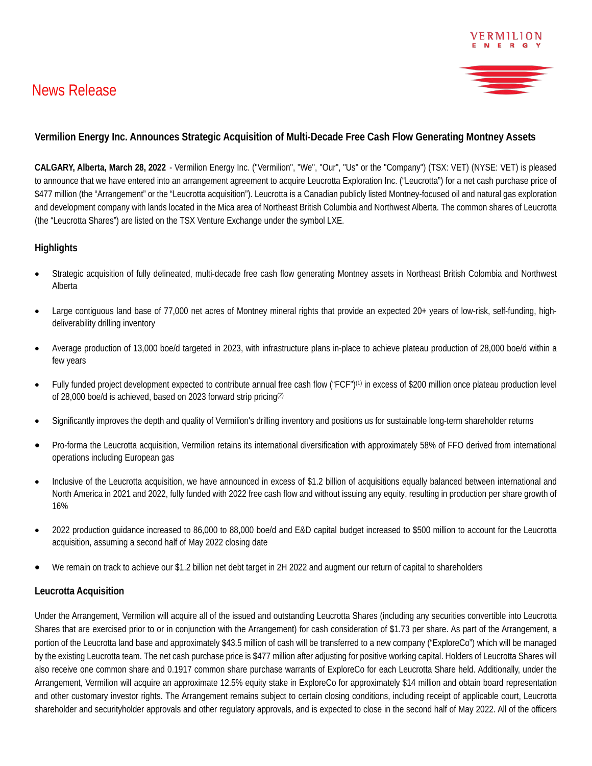# News Release

## Vermilion Energy Inc. Announces Strategic Acquisition of Multi-Decade Free Cash Flow Generating Montney Assets

**CALGARY, Alberta, March 28, 2022** - Vermilion Energy Inc. ("Vermilion", "We", "Our", "Us" or the "Company") (TSX: VET) (NYSE: VET) is pleased to announce that we have entered into an arrangement agreement to acquire Leucrotta Exploration Inc. ("Leucrotta") for a net cash purchase price of $477 million (the "Arrangement" or the "Leucrotta acquisition"). Leucrotta is a Canadian publicly listed Montney-focused oil and natural gas exploration and development company with lands located in the Mica area of Northeast British Columbia and Northwest Alberta. The common shares of Leucrotta (the "Leucrotta Shares") are listed on the TSX Venture Exchange under the symbol LXE.

### Highlights

- Strategic acquisition of fully delineated, multi-decade free cash flow generating Montney assets in Northeast British Colombia and Northwest Alberta
- Large contiguous land base of 77,000 net acres of Montney mineral rights that provide an expected 20+ years of low-risk, self-funding, high-deliverability drilling inventory
- Average production of 13,000 boe/d targeted in 2023, with infrastructure plans in-place to achieve plateau production of 28,000 boe/d within a few years
- Fully funded project development expected to contribute annual free cash flow ("FCF")[(1)] in excess of $200 million once plateau production level of 28,000 boe/d is achieved, based on 2023 forward strip pricing[(2)]
- Significantly improves the depth and quality of Vermilion's drilling inventory and positions us for sustainable long-term shareholder returns
- Pro-forma the Leucrotta acquisition, Vermilion retains its international diversification with approximately 58% of FFO derived from international operations including European gas
- Inclusive of the Leucrotta acquisition, we have announced in excess of $1.2 billion of acquisitions equally balanced between international and North America in 2021 and 2022, fully funded with 2022 free cash flow and without issuing any equity, resulting in production per share growth of 16%
- 2022 production guidance increased to 86,000 to 88,000 boe/d and E&D capital budget increased to $500 million to account for the Leucrotta acquisition, assuming a second half of May 2022 closing date
- We remain on track to achieve our $1.2 billion net debt target in 2H 2022 and augment our return of capital to shareholders

### Leucrotta Acquisition

Under the Arrangement, Vermilion will acquire all of the issued and outstanding Leucrotta Shares (including any securities convertible into Leucrotta Shares that are exercised prior to or in conjunction with the Arrangement) for cash consideration of $1.73 per share. As part of the Arrangement, a portion of the Leucrotta land base and approximately $43.5 million of cash will be transferred to a new company ("ExploreCo") which will be managed by the existing Leucrotta team. The net cash purchase price is $477 million after adjusting for positive working capital. Holders of Leucrotta Shares will also receive one common share and 0.1917 common share purchase warrants of ExploreCo for each Leucrotta Share held. Additionally, under the Arrangement, Vermilion will acquire an approximate 12.5% equity stake in ExploreCo for approximately $14 million and obtain board representation and other customary investor rights. The Arrangement remains subject to certain closing conditions, including receipt of applicable court, Leucrotta shareholder and securityholder approvals and other regulatory approvals, and is expected to close in the second half of May 2022. All of the officers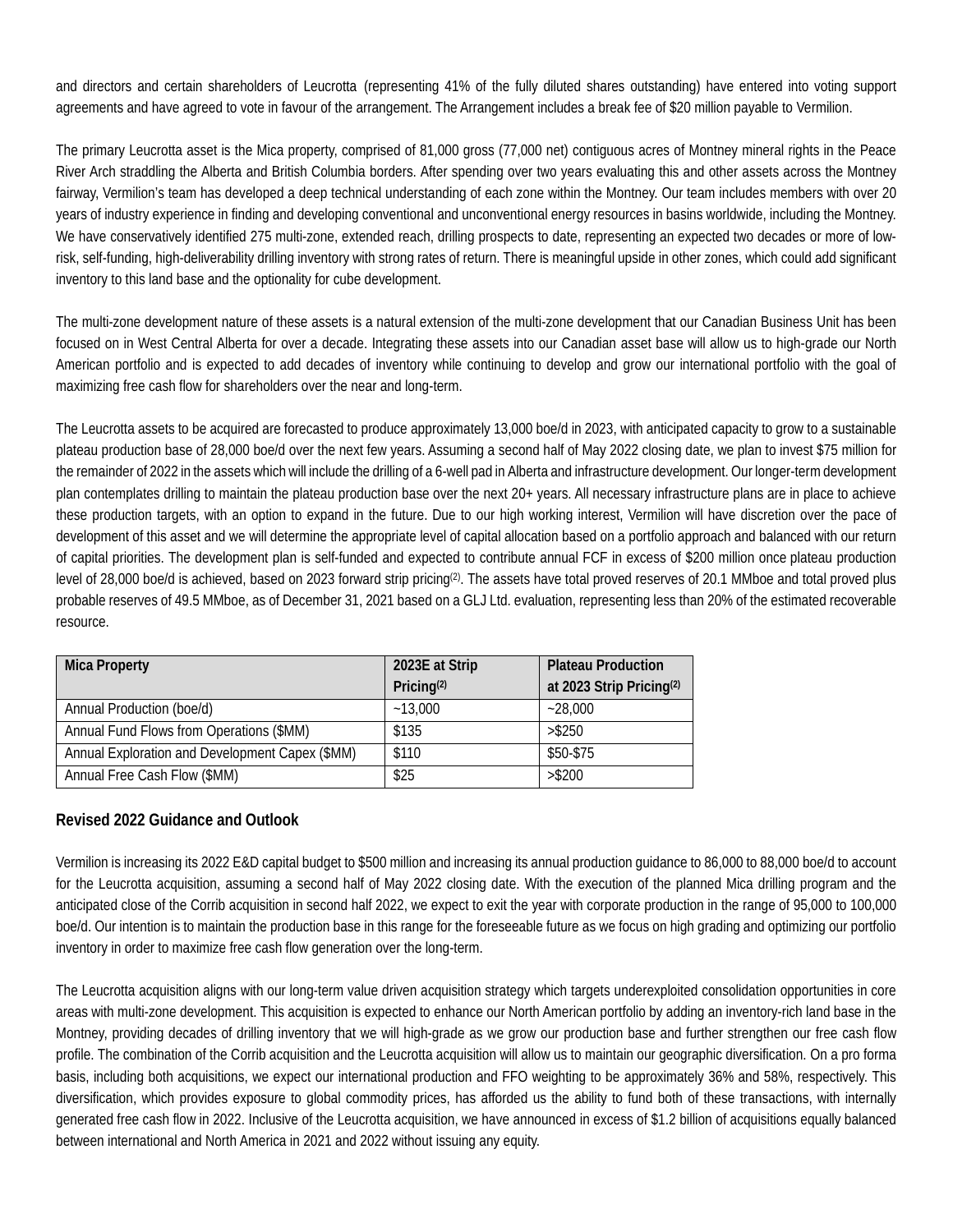and directors and certain shareholders of Leucrotta (representing 41% of the fully diluted shares outstanding) have entered into voting support agreements and have agreed to vote in favour of the arrangement. The Arrangement includes a break fee of $20 million payable to Vermilion.

The primary Leucrotta asset is the Mica property, comprised of 81,000 gross (77,000 net) contiguous acres of Montney mineral rights in the Peace River Arch straddling the Alberta and British Columbia borders. After spending over two years evaluating this and other assets across the Montney fairway, Vermilion's team has developed a deep technical understanding of each zone within the Montney. Our team includes members with over 20 years of industry experience in finding and developing conventional and unconventional energy resources in basins worldwide, including the Montney. We have conservatively identified 275 multi-zone, extended reach, drilling prospects to date, representing an expected two decades or more of low-risk, self-funding, high-deliverability drilling inventory with strong rates of return. There is meaningful upside in other zones, which could add significant inventory to this land base and the optionality for cube development.

The multi-zone development nature of these assets is a natural extension of the multi-zone development that our Canadian Business Unit has been focused on in West Central Alberta for over a decade. Integrating these assets into our Canadian asset base will allow us to high-grade our North American portfolio and is expected to add decades of inventory while continuing to develop and grow our international portfolio with the goal of maximizing free cash flow for shareholders over the near and long-term.

The Leucrotta assets to be acquired are forecasted to produce approximately 13,000 boe/d in 2023, with anticipated capacity to grow to a sustainable plateau production base of 28,000 boe/d over the next few years. Assuming a second half of May 2022 closing date, we plan to invest $75 million for the remainder of 2022 in the assets which will include the drilling of a 6-well pad in Alberta and infrastructure development. Our longer-term development plan contemplates drilling to maintain the plateau production base over the next 20+ years. All necessary infrastructure plans are in place to achieve these production targets, with an option to expand in the future. Due to our high working interest, Vermilion will have discretion over the pace of development of this asset and we will determine the appropriate level of capital allocation based on a portfolio approach and balanced with our return of capital priorities. The development plan is self-funded and expected to contribute annual FCF in excess of $200 million once plateau production level of 28,000 boe/d is achieved, based on 2023 forward strip pricing[2]. The assets have total proved reserves of 20.1 MMboe and total proved plus probable reserves of 49.5 MMboe, as of December 31, 2021 based on a GLJ Ltd. evaluation, representing less than 20% of the estimated recoverable resource.

| Mica Property | 2023E at Strip Pricing[2] | Plateau Production at 2023 Strip Pricing[2] |
|---|---|---|
| Annual Production (boe/d) | ~13,000 | ~28,000 |
| Annual Fund Flows from Operations ($MM) | $135 | >$250 |
| Annual Exploration and Development Capex ($MM) | $110 | $50-$75 |
| Annual Free Cash Flow ($MM) | $25 | >$200 |

## Revised 2022 Guidance and Outlook

Vermilion is increasing its 2022 E&D capital budget to $500 million and increasing its annual production guidance to 86,000 to 88,000 boe/d to account for the Leucrotta acquisition, assuming a second half of May 2022 closing date. With the execution of the planned Mica drilling program and the anticipated close of the Corrib acquisition in second half 2022, we expect to exit the year with corporate production in the range of 95,000 to 100,000 boe/d. Our intention is to maintain the production base in this range for the foreseeable future as we focus on high grading and optimizing our portfolio inventory in order to maximize free cash flow generation over the long-term.

The Leucrotta acquisition aligns with our long-term value driven acquisition strategy which targets underexploited consolidation opportunities in core areas with multi-zone development. This acquisition is expected to enhance our North American portfolio by adding an inventory-rich land base in the Montney, providing decades of drilling inventory that we will high-grade as we grow our production base and further strengthen our free cash flow profile. The combination of the Corrib acquisition and the Leucrotta acquisition will allow us to maintain our geographic diversification. On a pro forma basis, including both acquisitions, we expect our international production and FFO weighting to be approximately 36% and 58%, respectively. This diversification, which provides exposure to global commodity prices, has afforded us the ability to fund both of these transactions, with internally generated free cash flow in 2022. Inclusive of the Leucrotta acquisition, we have announced in excess of $1.2 billion of acquisitions equally balanced between international and North America in 2021 and 2022 without issuing any equity.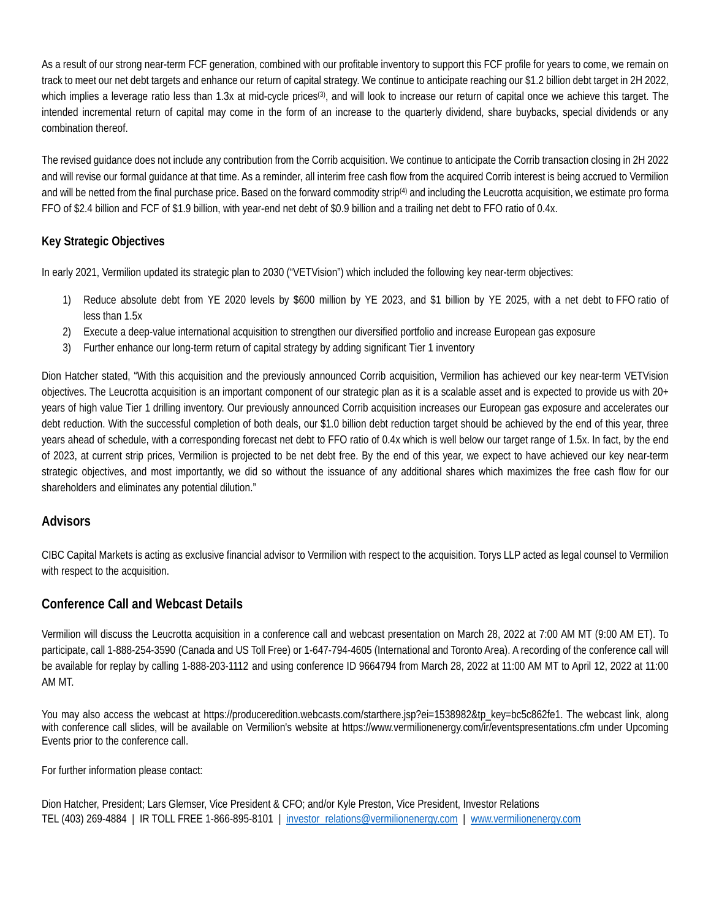As a result of our strong near-term FCF generation, combined with our profitable inventory to support this FCF profile for years to come, we remain on track to meet our net debt targets and enhance our return of capital strategy. We continue to anticipate reaching our $1.2 billion debt target in 2H 2022, which implies a leverage ratio less than 1.3x at mid-cycle prices[3], and will look to increase our return of capital once we achieve this target. The intended incremental return of capital may come in the form of an increase to the quarterly dividend, share buybacks, special dividends or any combination thereof.

The revised guidance does not include any contribution from the Corrib acquisition. We continue to anticipate the Corrib transaction closing in 2H 2022 and will revise our formal guidance at that time. As a reminder, all interim free cash flow from the acquired Corrib interest is being accrued to Vermilion and will be netted from the final purchase price. Based on the forward commodity strip[4] and including the Leucrotta acquisition, we estimate pro forma FFO of $2.4 billion and FCF of $1.9 billion, with year-end net debt of $0.9 billion and a trailing net debt to FFO ratio of 0.4x.

### Key Strategic Objectives

In early 2021, Vermilion updated its strategic plan to 2030 ("VETVision") which included the following key near-term objectives:

1) Reduce absolute debt from YE 2020 levels by $600 million by YE 2023, and $1 billion by YE 2025, with a net debt to FFO ratio of less than 1.5x
2) Execute a deep-value international acquisition to strengthen our diversified portfolio and increase European gas exposure
3) Further enhance our long-term return of capital strategy by adding significant Tier 1 inventory

Dion Hatcher stated, "With this acquisition and the previously announced Corrib acquisition, Vermilion has achieved our key near-term VETVision objectives. The Leucrotta acquisition is an important component of our strategic plan as it is a scalable asset and is expected to provide us with 20+ years of high value Tier 1 drilling inventory. Our previously announced Corrib acquisition increases our European gas exposure and accelerates our debt reduction. With the successful completion of both deals, our $1.0 billion debt reduction target should be achieved by the end of this year, three years ahead of schedule, with a corresponding forecast net debt to FFO ratio of 0.4x which is well below our target range of 1.5x. In fact, by the end of 2023, at current strip prices, Vermilion is projected to be net debt free. By the end of this year, we expect to have achieved our key near-term strategic objectives, and most importantly, we did so without the issuance of any additional shares which maximizes the free cash flow for our shareholders and eliminates any potential dilution."

## Advisors

CIBC Capital Markets is acting as exclusive financial advisor to Vermilion with respect to the acquisition. Torys LLP acted as legal counsel to Vermilion with respect to the acquisition.

## Conference Call and Webcast Details

Vermilion will discuss the Leucrotta acquisition in a conference call and webcast presentation on March 28, 2022 at 7:00 AM MT (9:00 AM ET). To participate, call 1-888-254-3590 (Canada and US Toll Free) or 1-647-794-4605 (International and Toronto Area). A recording of the conference call will be available for replay by calling 1-888-203-1112 and using conference ID 9664794 from March 28, 2022 at 11:00 AM MT to April 12, 2022 at 11:00 AM MT.

You may also access the webcast at https://produceredition.webcasts.com/starthere.jsp?ei=1538982&tp_key=bc5c862fe1. The webcast link, along with conference call slides, will be available on Vermilion's website at https://www.vermilionenergy.com/ir/eventspresentations.cfm under Upcoming Events prior to the conference call.

For further information please contact:

Dion Hatcher, President; Lars Glemser, Vice President & CFO; and/or Kyle Preston, Vice President, Investor Relations
TEL (403) 269-4884 | IR TOLL FREE 1-866-895-8101 | investor_relations@vermilionenergy.com | www.vermilionenergy.com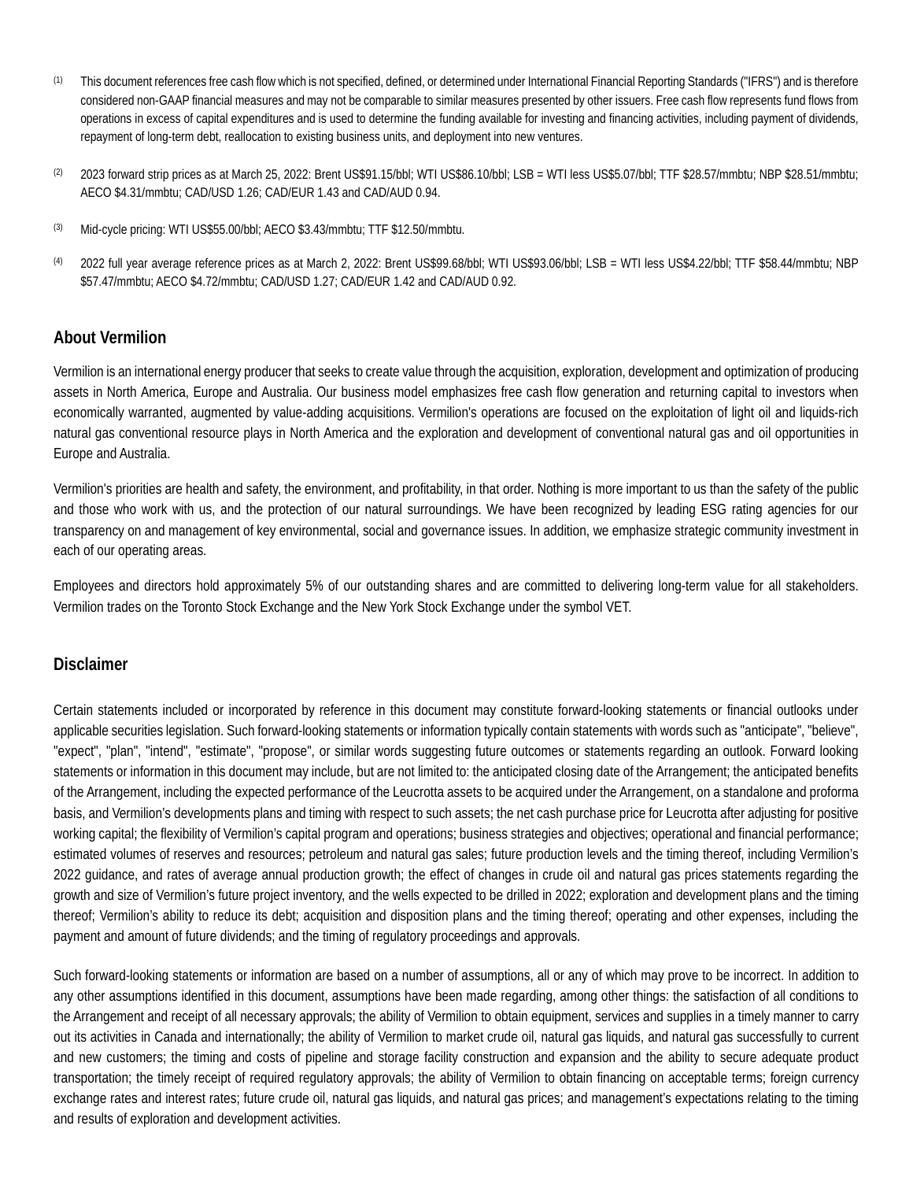(1) This document references free cash flow which is not specified, defined, or determined under International Financial Reporting Standards ("IFRS") and is therefore considered non-GAAP financial measures and may not be comparable to similar measures presented by other issuers. Free cash flow represents fund flows from operations in excess of capital expenditures and is used to determine the funding available for investing and financing activities, including payment of dividends, repayment of long-term debt, reallocation to existing business units, and deployment into new ventures.

(2) 2023 forward strip prices as at March 25, 2022: Brent US$91.15/bbl; WTI US$86.10/bbl; LSB = WTI less US$5.07/bbl; TTF $28.57/mmbtu; NBP $28.51/mmbtu; AECO $4.31/mmbtu; CAD/USD 1.26; CAD/EUR 1.43 and CAD/AUD 0.94.

(3) Mid-cycle pricing: WTI US$55.00/bbl; AECO $3.43/mmbtu; TTF $12.50/mmbtu.

(4) 2022 full year average reference prices as at March 2, 2022: Brent US$99.68/bbl; WTI US$93.06/bbl; LSB = WTI less US$4.22/bbl; TTF $58.44/mmbtu; NBP $57.47/mmbtu; AECO $4.72/mmbtu; CAD/USD 1.27; CAD/EUR 1.42 and CAD/AUD 0.92.

## About Vermilion

Vermilion is an international energy producer that seeks to create value through the acquisition, exploration, development and optimization of producing assets in North America, Europe and Australia. Our business model emphasizes free cash flow generation and returning capital to investors when economically warranted, augmented by value-adding acquisitions. Vermilion's operations are focused on the exploitation of light oil and liquids-rich natural gas conventional resource plays in North America and the exploration and development of conventional natural gas and oil opportunities in Europe and Australia.

Vermilion's priorities are health and safety, the environment, and profitability, in that order. Nothing is more important to us than the safety of the public and those who work with us, and the protection of our natural surroundings. We have been recognized by leading ESG rating agencies for our transparency on and management of key environmental, social and governance issues. In addition, we emphasize strategic community investment in each of our operating areas.

Employees and directors hold approximately 5% of our outstanding shares and are committed to delivering long-term value for all stakeholders. Vermilion trades on the Toronto Stock Exchange and the New York Stock Exchange under the symbol VET.

## Disclaimer

Certain statements included or incorporated by reference in this document may constitute forward-looking statements or financial outlooks under applicable securities legislation. Such forward-looking statements or information typically contain statements with words such as "anticipate", "believe", "expect", "plan", "intend", "estimate", "propose", or similar words suggesting future outcomes or statements regarding an outlook. Forward looking statements or information in this document may include, but are not limited to: the anticipated closing date of the Arrangement; the anticipated benefits of the Arrangement, including the expected performance of the Leucrotta assets to be acquired under the Arrangement, on a standalone and proforma basis, and Vermilion's developments plans and timing with respect to such assets; the net cash purchase price for Leucrotta after adjusting for positive working capital; the flexibility of Vermilion's capital program and operations; business strategies and objectives; operational and financial performance; estimated volumes of reserves and resources; petroleum and natural gas sales; future production levels and the timing thereof, including Vermilion's 2022 guidance, and rates of average annual production growth; the effect of changes in crude oil and natural gas prices statements regarding the growth and size of Vermilion's future project inventory, and the wells expected to be drilled in 2022; exploration and development plans and the timing thereof; Vermilion's ability to reduce its debt; acquisition and disposition plans and the timing thereof; operating and other expenses, including the payment and amount of future dividends; and the timing of regulatory proceedings and approvals.

Such forward-looking statements or information are based on a number of assumptions, all or any of which may prove to be incorrect. In addition to any other assumptions identified in this document, assumptions have been made regarding, among other things: the satisfaction of all conditions to the Arrangement and receipt of all necessary approvals; the ability of Vermilion to obtain equipment, services and supplies in a timely manner to carry out its activities in Canada and internationally; the ability of Vermilion to market crude oil, natural gas liquids, and natural gas successfully to current and new customers; the timing and costs of pipeline and storage facility construction and expansion and the ability to secure adequate product transportation; the timely receipt of required regulatory approvals; the ability of Vermilion to obtain financing on acceptable terms; foreign currency exchange rates and interest rates; future crude oil, natural gas liquids, and natural gas prices; and management's expectations relating to the timing and results of exploration and development activities.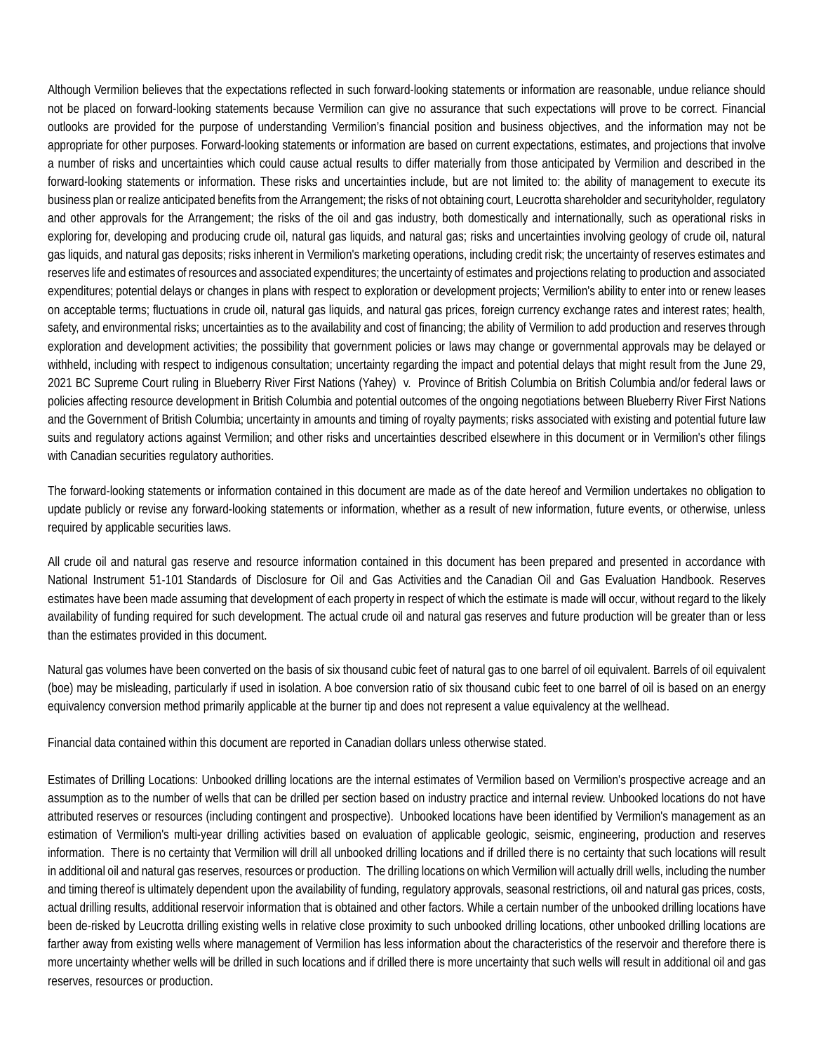Although Vermilion believes that the expectations reflected in such forward-looking statements or information are reasonable, undue reliance should not be placed on forward-looking statements because Vermilion can give no assurance that such expectations will prove to be correct. Financial outlooks are provided for the purpose of understanding Vermilion's financial position and business objectives, and the information may not be appropriate for other purposes. Forward-looking statements or information are based on current expectations, estimates, and projections that involve a number of risks and uncertainties which could cause actual results to differ materially from those anticipated by Vermilion and described in the forward-looking statements or information. These risks and uncertainties include, but are not limited to: the ability of management to execute its business plan or realize anticipated benefits from the Arrangement; the risks of not obtaining court, Leucrotta shareholder and securityholder, regulatory and other approvals for the Arrangement; the risks of the oil and gas industry, both domestically and internationally, such as operational risks in exploring for, developing and producing crude oil, natural gas liquids, and natural gas; risks and uncertainties involving geology of crude oil, natural gas liquids, and natural gas deposits; risks inherent in Vermilion's marketing operations, including credit risk; the uncertainty of reserves estimates and reserves life and estimates of resources and associated expenditures; the uncertainty of estimates and projections relating to production and associated expenditures; potential delays or changes in plans with respect to exploration or development projects; Vermilion's ability to enter into or renew leases on acceptable terms; fluctuations in crude oil, natural gas liquids, and natural gas prices, foreign currency exchange rates and interest rates; health, safety, and environmental risks; uncertainties as to the availability and cost of financing; the ability of Vermilion to add production and reserves through exploration and development activities; the possibility that government policies or laws may change or governmental approvals may be delayed or withheld, including with respect to indigenous consultation; uncertainty regarding the impact and potential delays that might result from the June 29, 2021 BC Supreme Court ruling in Blueberry River First Nations (Yahey) v. Province of British Columbia on British Columbia and/or federal laws or policies affecting resource development in British Columbia and potential outcomes of the ongoing negotiations between Blueberry River First Nations and the Government of British Columbia; uncertainty in amounts and timing of royalty payments; risks associated with existing and potential future law suits and regulatory actions against Vermilion; and other risks and uncertainties described elsewhere in this document or in Vermilion's other filings with Canadian securities regulatory authorities.

The forward-looking statements or information contained in this document are made as of the date hereof and Vermilion undertakes no obligation to update publicly or revise any forward-looking statements or information, whether as a result of new information, future events, or otherwise, unless required by applicable securities laws.

All crude oil and natural gas reserve and resource information contained in this document has been prepared and presented in accordance with National Instrument 51-101 Standards of Disclosure for Oil and Gas Activities and the Canadian Oil and Gas Evaluation Handbook. Reserves estimates have been made assuming that development of each property in respect of which the estimate is made will occur, without regard to the likely availability of funding required for such development. The actual crude oil and natural gas reserves and future production will be greater than or less than the estimates provided in this document.

Natural gas volumes have been converted on the basis of six thousand cubic feet of natural gas to one barrel of oil equivalent. Barrels of oil equivalent (boe) may be misleading, particularly if used in isolation. A boe conversion ratio of six thousand cubic feet to one barrel of oil is based on an energy equivalency conversion method primarily applicable at the burner tip and does not represent a value equivalency at the wellhead.

Financial data contained within this document are reported in Canadian dollars unless otherwise stated.

Estimates of Drilling Locations: Unbooked drilling locations are the internal estimates of Vermilion based on Vermilion's prospective acreage and an assumption as to the number of wells that can be drilled per section based on industry practice and internal review. Unbooked locations do not have attributed reserves or resources (including contingent and prospective). Unbooked locations have been identified by Vermilion's management as an estimation of Vermilion's multi-year drilling activities based on evaluation of applicable geologic, seismic, engineering, production and reserves information. There is no certainty that Vermilion will drill all unbooked drilling locations and if drilled there is no certainty that such locations will result in additional oil and natural gas reserves, resources or production. The drilling locations on which Vermilion will actually drill wells, including the number and timing thereof is ultimately dependent upon the availability of funding, regulatory approvals, seasonal restrictions, oil and natural gas prices, costs, actual drilling results, additional reservoir information that is obtained and other factors. While a certain number of the unbooked drilling locations have been de-risked by Leucrotta drilling existing wells in relative close proximity to such unbooked drilling locations, other unbooked drilling locations are farther away from existing wells where management of Vermilion has less information about the characteristics of the reservoir and therefore there is more uncertainty whether wells will be drilled in such locations and if drilled there is more uncertainty that such wells will result in additional oil and gas reserves, resources or production.